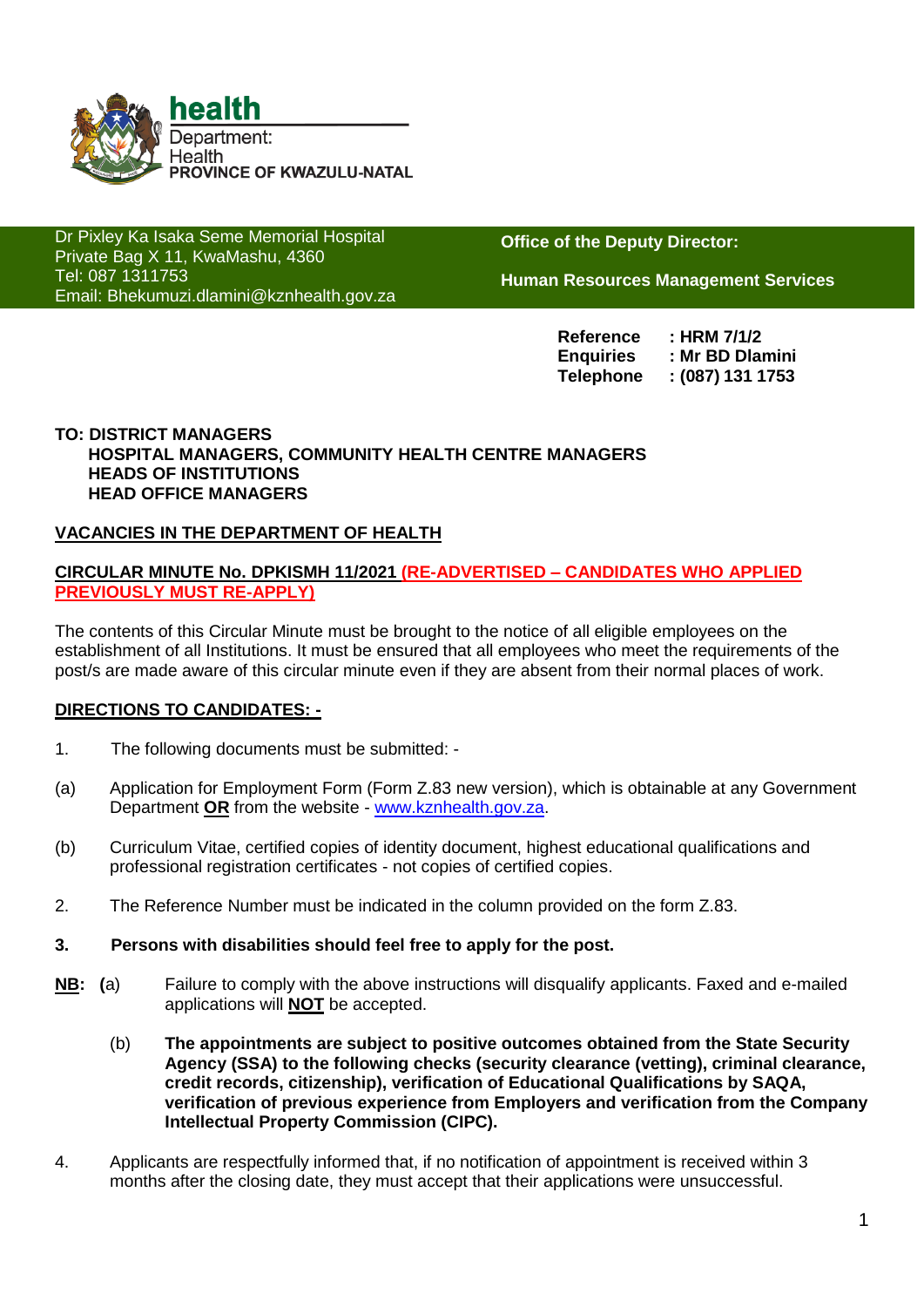**health**

Department:
Health
**PROVINCE OF KWAZULU-NATAL**

Dr Pixley Ka Isaka Seme Memorial Hospital
Private Bag X 11, KwaMashu, 4360
Tel: 087 1311753
Email: Bhekumuzi.dlamini@kznhealth.gov.za

**Office of the Deputy Director:**

**Human Resources Management Services**

**Reference : HRM 7/1/2**
**Enquiries : Mr BD Dlamini**
**Telephone : (087) 131 1753**

**TO: DISTRICT MANAGERS**
**HOSPITAL MANAGERS, COMMUNITY HEALTH CENTRE MANAGERS**
**HEADS OF INSTITUTIONS**
**HEAD OFFICE MANAGERS**

**VACANCIES IN THE DEPARTMENT OF HEALTH**

**CIRCULAR MINUTE No. DPKISMH 11/2021 (RE-ADVERTISED – CANDIDATES WHO APPLIED PREVIOUSLY MUST RE-APPLY)**

The contents of this Circular Minute must be brought to the notice of all eligible employees on the establishment of all Institutions. It must be ensured that all employees who meet the requirements of the post/s are made aware of this circular minute even if they are absent from their normal places of work.

**DIRECTIONS TO CANDIDATES: -**

1. The following documents must be submitted: -

(a) Application for Employment Form (Form Z.83 new version), which is obtainable at any Government Department **OR** from the website - www.kznhealth.gov.za.

(b) Curriculum Vitae, certified copies of identity document, highest educational qualifications and professional registration certificates - not copies of certified copies.

2. The Reference Number must be indicated in the column provided on the form Z.83.

**3. Persons with disabilities should feel free to apply for the post.**

**NB: (**a) Failure to comply with the above instructions will disqualify applicants. Faxed and e-mailed applications will **NOT** be accepted.

(b) **The appointments are subject to positive outcomes obtained from the State Security Agency (SSA) to the following checks (security clearance (vetting), criminal clearance, credit records, citizenship), verification of Educational Qualifications by SAQA, verification of previous experience from Employers and verification from the Company Intellectual Property Commission (CIPC).**

4. Applicants are respectfully informed that, if no notification of appointment is received within 3 months after the closing date, they must accept that their applications were unsuccessful.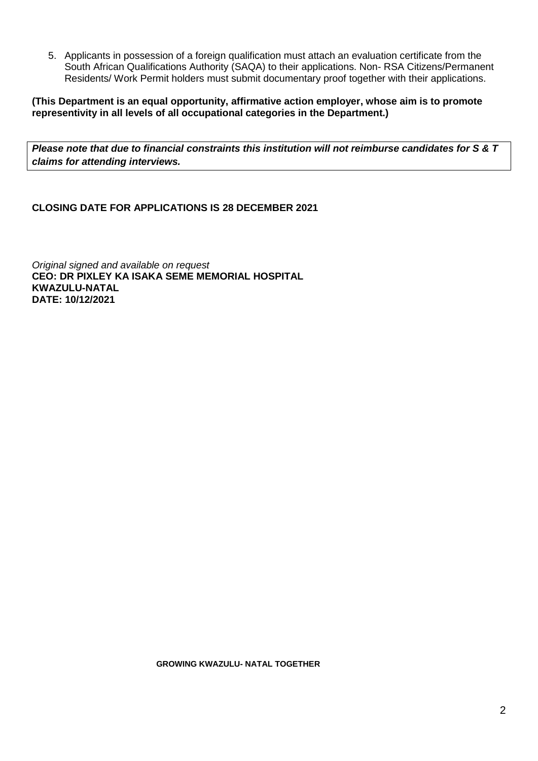5. Applicants in possession of a foreign qualification must attach an evaluation certificate from the South African Qualifications Authority (SAQA) to their applications. Non- RSA Citizens/Permanent Residents/ Work Permit holders must submit documentary proof together with their applications.

**(This Department is an equal opportunity, affirmative action employer, whose aim is to promote representivity in all levels of all occupational categories in the Department.)**

***Please note that due to financial constraints this institution will not reimburse candidates for S & T claims for attending interviews.***

**CLOSING DATE FOR APPLICATIONS IS 28 DECEMBER 2021**

*Original signed and available on request*
**CEO: DR PIXLEY KA ISAKA SEME MEMORIAL HOSPITAL**
**KWAZULU-NATAL**
**DATE: 10/12/2021**

**GROWING KWAZULU- NATAL TOGETHER**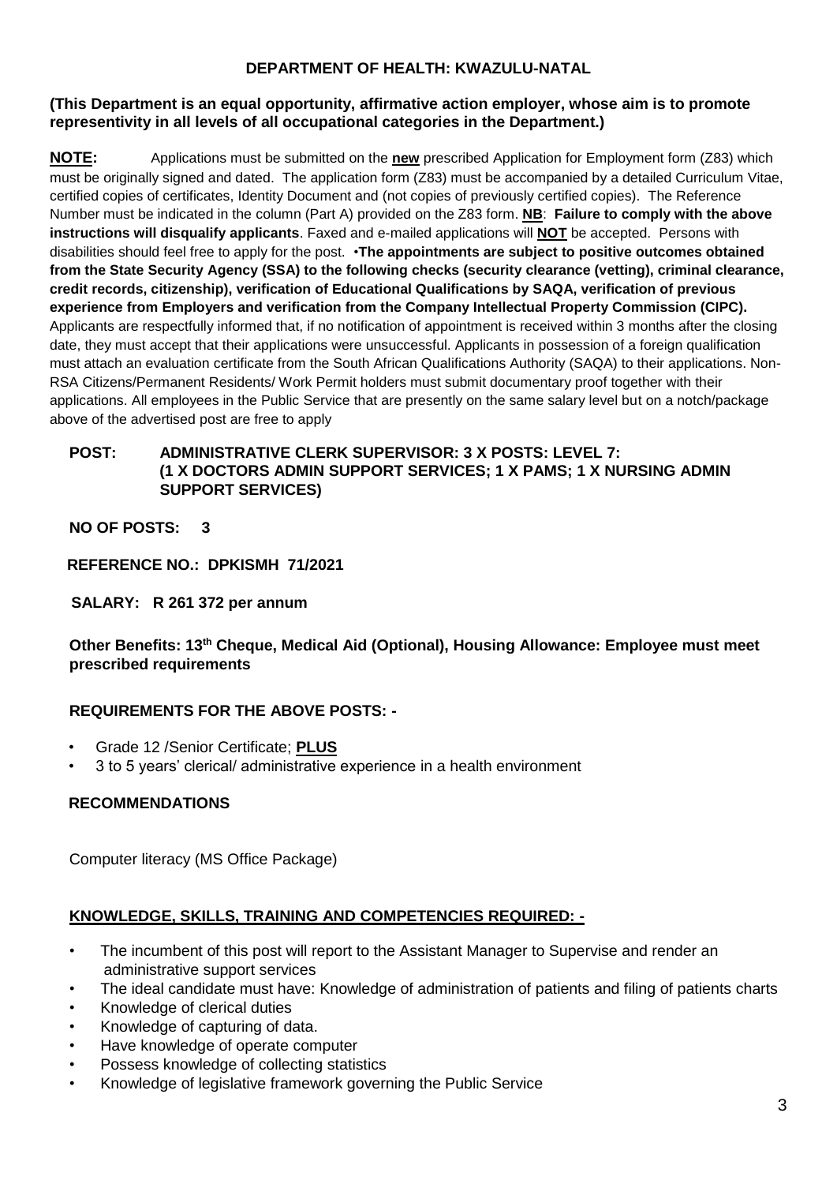**DEPARTMENT OF HEALTH: KWAZULU-NATAL**

**(This Department is an equal opportunity, affirmative action employer, whose aim is to promote representivity in all levels of all occupational categories in the Department.)**

**NOTE:** Applications must be submitted on the **new** prescribed Application for Employment form (Z83) which must be originally signed and dated. The application form (Z83) must be accompanied by a detailed Curriculum Vitae, certified copies of certificates, Identity Document and (not copies of previously certified copies). The Reference Number must be indicated in the column (Part A) provided on the Z83 form. **NB**: **Failure to comply with the above instructions will disqualify applicants**. Faxed and e-mailed applications will **NOT** be accepted. Persons with disabilities should feel free to apply for the post. •**The appointments are subject to positive outcomes obtained from the State Security Agency (SSA) to the following checks (security clearance (vetting), criminal clearance, credit records, citizenship), verification of Educational Qualifications by SAQA, verification of previous experience from Employers and verification from the Company Intellectual Property Commission (CIPC).** Applicants are respectfully informed that, if no notification of appointment is received within 3 months after the closing date, they must accept that their applications were unsuccessful. Applicants in possession of a foreign qualification must attach an evaluation certificate from the South African Qualifications Authority (SAQA) to their applications. Non-RSA Citizens/Permanent Residents/ Work Permit holders must submit documentary proof together with their applications. All employees in the Public Service that are presently on the same salary level but on a notch/package above of the advertised post are free to apply

**POST: ADMINISTRATIVE CLERK SUPERVISOR: 3 X POSTS: LEVEL 7: (1 X DOCTORS ADMIN SUPPORT SERVICES; 1 X PAMS; 1 X NURSING ADMIN SUPPORT SERVICES)**

**NO OF POSTS: 3**

**REFERENCE NO.: DPKISMH 71/2021**

**SALARY: R 261 372 per annum**

**Other Benefits: 13th Cheque, Medical Aid (Optional), Housing Allowance: Employee must meet prescribed requirements**

**REQUIREMENTS FOR THE ABOVE POSTS: -**

- Grade 12 /Senior Certificate; **PLUS**
- 3 to 5 years' clerical/ administrative experience in a health environment

**RECOMMENDATIONS**

Computer literacy (MS Office Package)

**KNOWLEDGE, SKILLS, TRAINING AND COMPETENCIES REQUIRED: -**

- The incumbent of this post will report to the Assistant Manager to Supervise and render an administrative support services
- The ideal candidate must have: Knowledge of administration of patients and filing of patients charts
- Knowledge of clerical duties
- Knowledge of capturing of data.
- Have knowledge of operate computer
- Possess knowledge of collecting statistics
- Knowledge of legislative framework governing the Public Service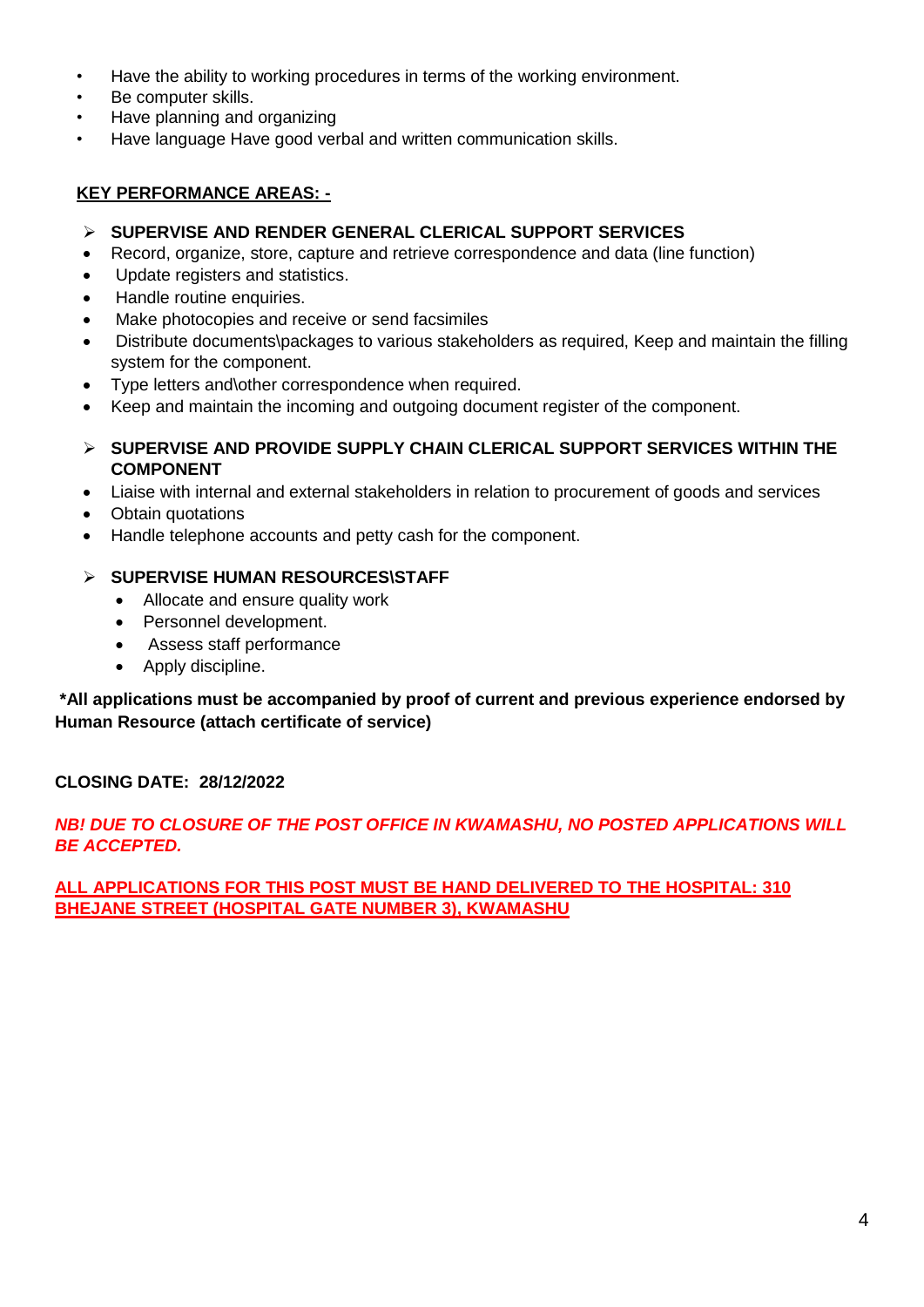- Have the ability to working procedures in terms of the working environment.
- Be computer skills.
- Have planning and organizing
- Have language Have good verbal and written communication skills.

**KEY PERFORMANCE AREAS: -**

- **SUPERVISE AND RENDER GENERAL CLERICAL SUPPORT SERVICES**
- Record, organize, store, capture and retrieve correspondence and data (line function)
- Update registers and statistics.
- Handle routine enquiries.
- Make photocopies and receive or send facsimiles
- Distribute documents\packages to various stakeholders as required, Keep and maintain the filling system for the component.
- Type letters and\other correspondence when required.
- Keep and maintain the incoming and outgoing document register of the component.

- **SUPERVISE AND PROVIDE SUPPLY CHAIN CLERICAL SUPPORT SERVICES WITHIN THE COMPONENT**
- Liaise with internal and external stakeholders in relation to procurement of goods and services
- Obtain quotations
- Handle telephone accounts and petty cash for the component.

- **SUPERVISE HUMAN RESOURCES\STAFF**
  - Allocate and ensure quality work
  - Personnel development.
  - Assess staff performance
  - Apply discipline.

**\*All applications must be accompanied by proof of current and previous experience endorsed by Human Resource (attach certificate of service)**

**CLOSING DATE: 28/12/2022**

***NB! DUE TO CLOSURE OF THE POST OFFICE IN KWAMASHU, NO POSTED APPLICATIONS WILL BE ACCEPTED.***

**ALL APPLICATIONS FOR THIS POST MUST BE HAND DELIVERED TO THE HOSPITAL: 310 BHEJANE STREET (HOSPITAL GATE NUMBER 3), KWAMASHU**